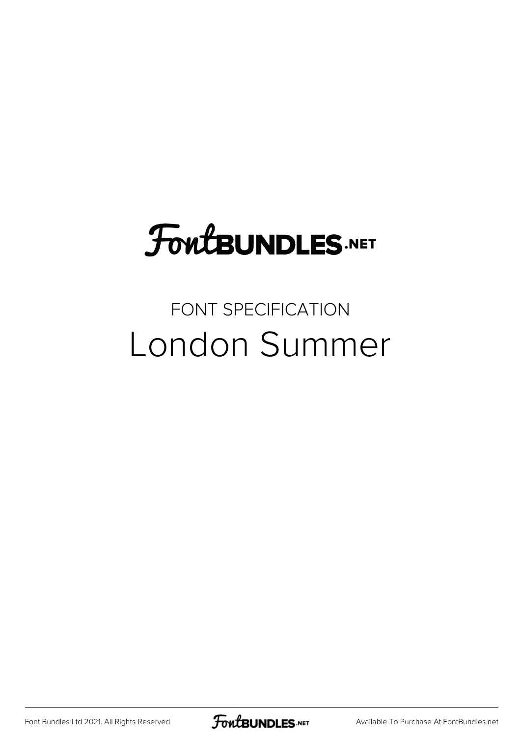FontBUNDLES.NET

FONT SPECIFICATION

# London Summer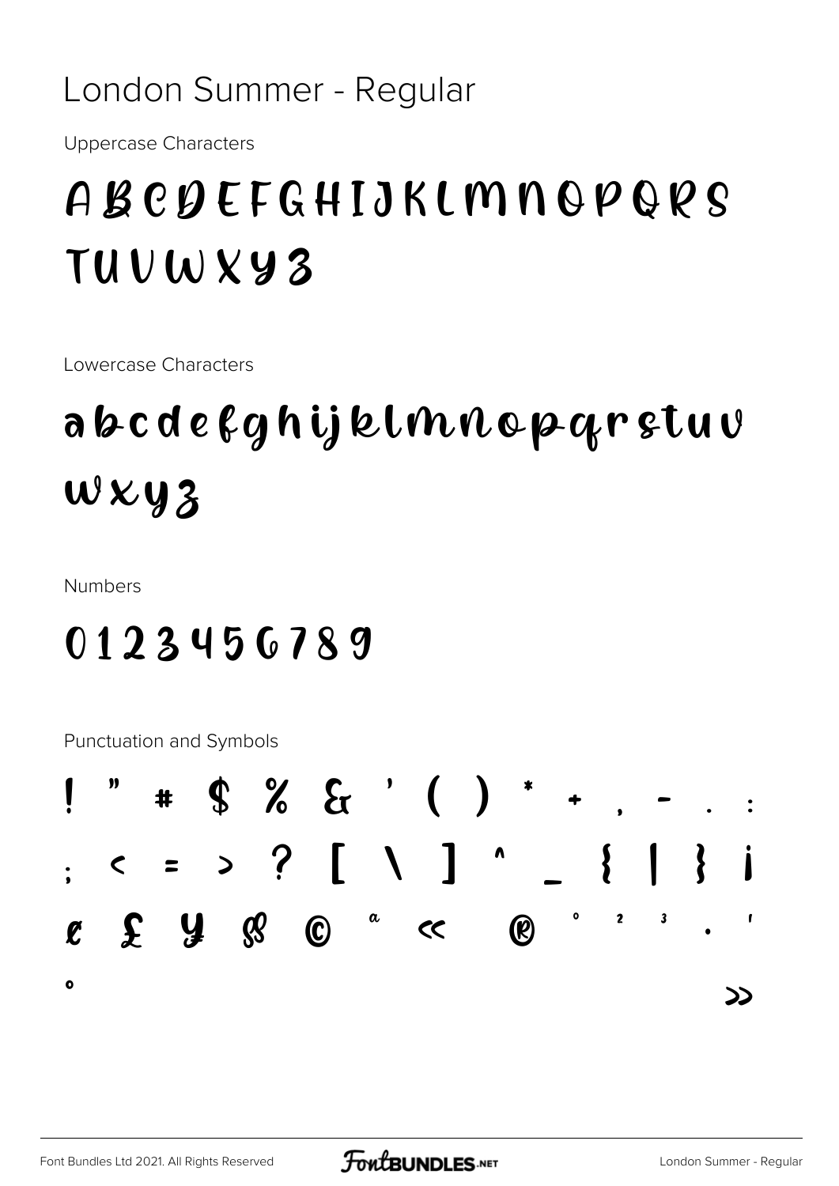# London Summer - Regular

Uppercase Characters

A B C D E F G H I J K L M N O P Q R S T U V W X Y Z

Lowercase Characters

a b c d e f g h i j k l m n o p q r s t u v w x y z

Numbers

0 1 2 3 4 5 6 7 8 9

Punctuation and Symbols

! " # $ % & ' ( ) * + , - . :
; < = > ? [ \ ] ^ _ { | } ¡
¢ £ ¥ § © ª « ® ° ² ³ · ¹
º »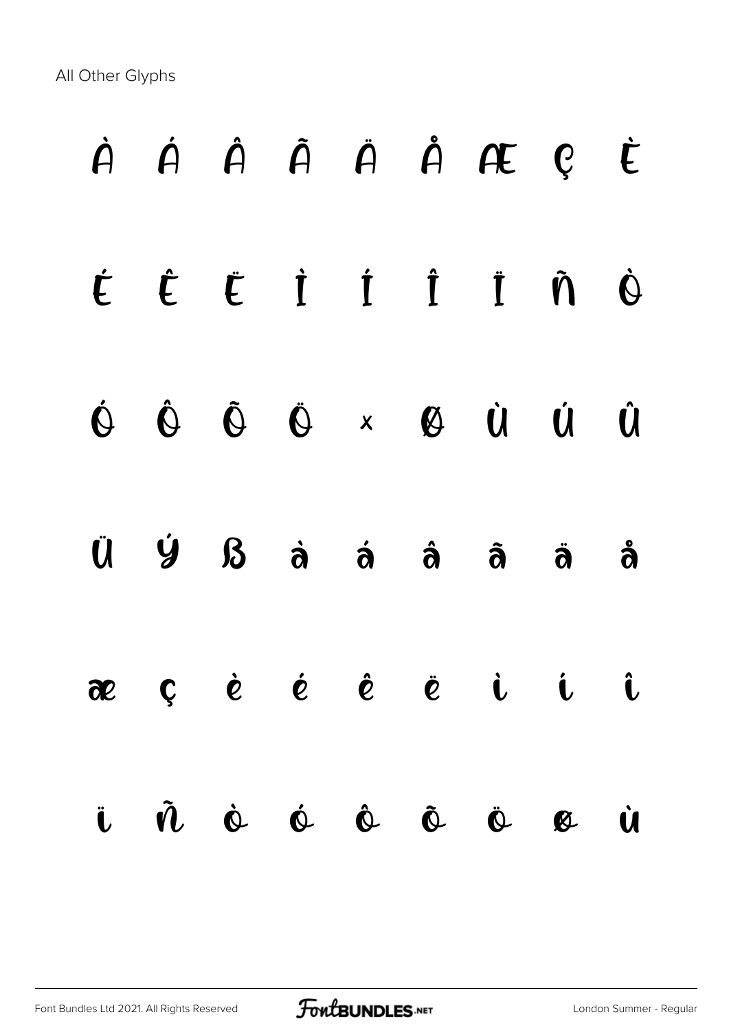All Other Glyphs

À Á Â Ã Ä Å Æ Ç È

É Ê Ë Ì Í Î Ï Ñ Ò

Ó Ô Õ Ö × Ø Ù Ú Û

Ü Ý ß à á â ã ä å

æ ç è é ê ë ì í î

ï ñ ò ó ô õ ö ø ù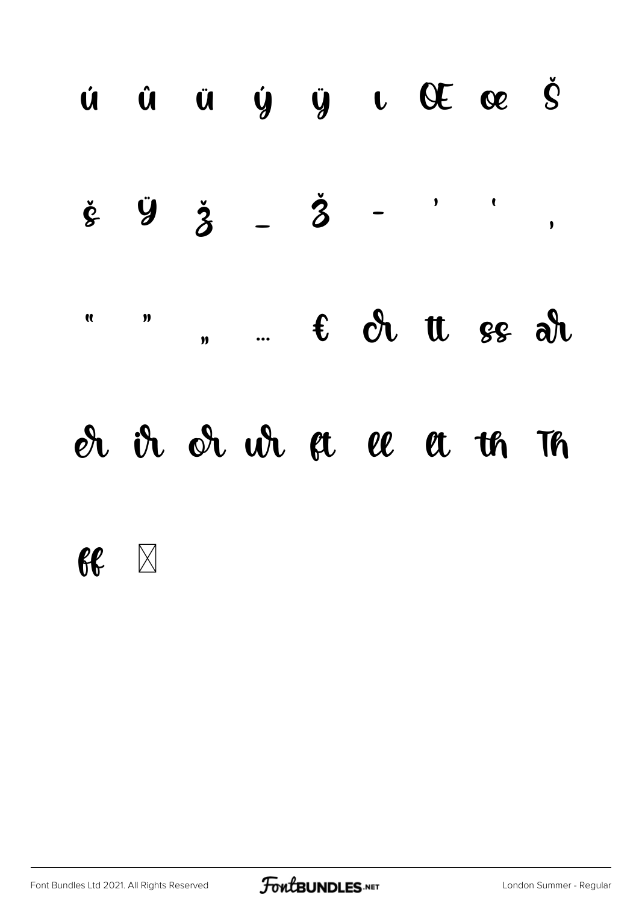ú û ü ý ÿ ı Œ œ Š

š Ÿ ž _ Ž - ' ' ,

" " „ … € cr tt ss ar

er ir or ur ft ll lt th Th

ff